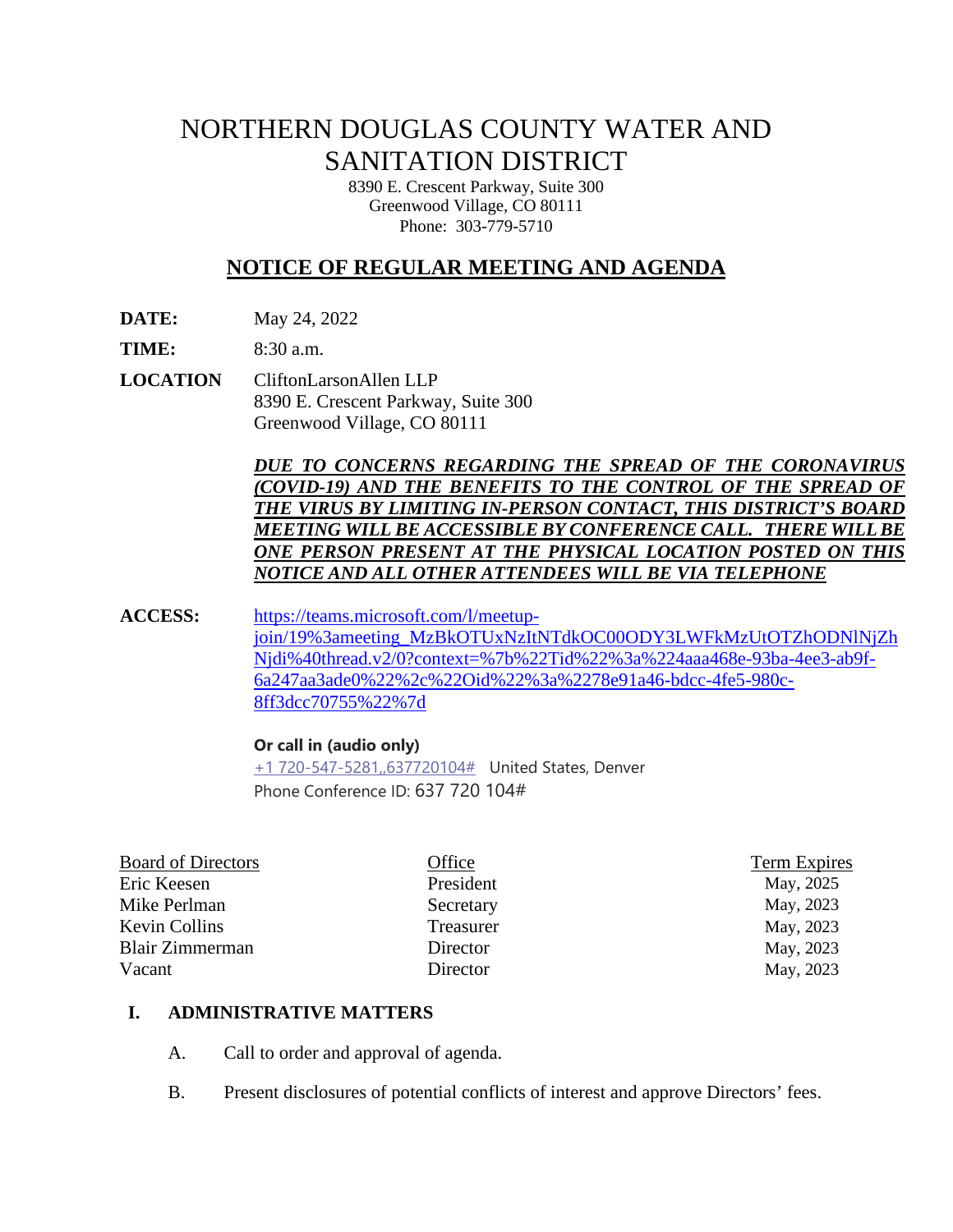# NORTHERN DOUGLAS COUNTY WATER AND SANITATION DISTRICT

8390 E. Crescent Parkway, Suite 300
Greenwood Village, CO 80111
Phone: 303-779-5710

## NOTICE OF REGULAR MEETING AND AGENDA

**DATE:** May 24, 2022

**TIME:** 8:30 a.m.

**LOCATION** CliftonLarsonAllen LLP
8390 E. Crescent Parkway, Suite 300
Greenwood Village, CO 80111

***DUE TO CONCERNS REGARDING THE SPREAD OF THE CORONAVIRUS (COVID-19) AND THE BENEFITS TO THE CONTROL OF THE SPREAD OF THE VIRUS BY LIMITING IN-PERSON CONTACT, THIS DISTRICT'S BOARD MEETING WILL BE ACCESSIBLE BY CONFERENCE CALL. THERE WILL BE ONE PERSON PRESENT AT THE PHYSICAL LOCATION POSTED ON THIS NOTICE AND ALL OTHER ATTENDEES WILL BE VIA TELEPHONE***

**ACCESS:** https://teams.microsoft.com/l/meetup-join/19%3ameeting_MzBkOTUxNzItNTdkOC00ODY3LWFkMzUtOTZhODNlNjZhNjdi%40thread.v2/0?context=%7b%22Tid%22%3a%224aaa468e-93ba-4ee3-ab9f-6a247aa3ade0%22%2c%22Oid%22%3a%2278e91a46-bdcc-4fe5-980c-8ff3dcc70755%22%7d

**Or call in (audio only)**
+1 720-547-5281,,637720104# United States, Denver
Phone Conference ID: 637 720 104#

| Board of Directors | Office | Term Expires |
|---|---|---|
| Eric Keesen | President | May, 2025 |
| Mike Perlman | Secretary | May, 2023 |
| Kevin Collins | Treasurer | May, 2023 |
| Blair Zimmerman | Director | May, 2023 |
| Vacant | Director | May, 2023 |

### I. ADMINISTRATIVE MATTERS

A. Call to order and approval of agenda.

B. Present disclosures of potential conflicts of interest and approve Directors' fees.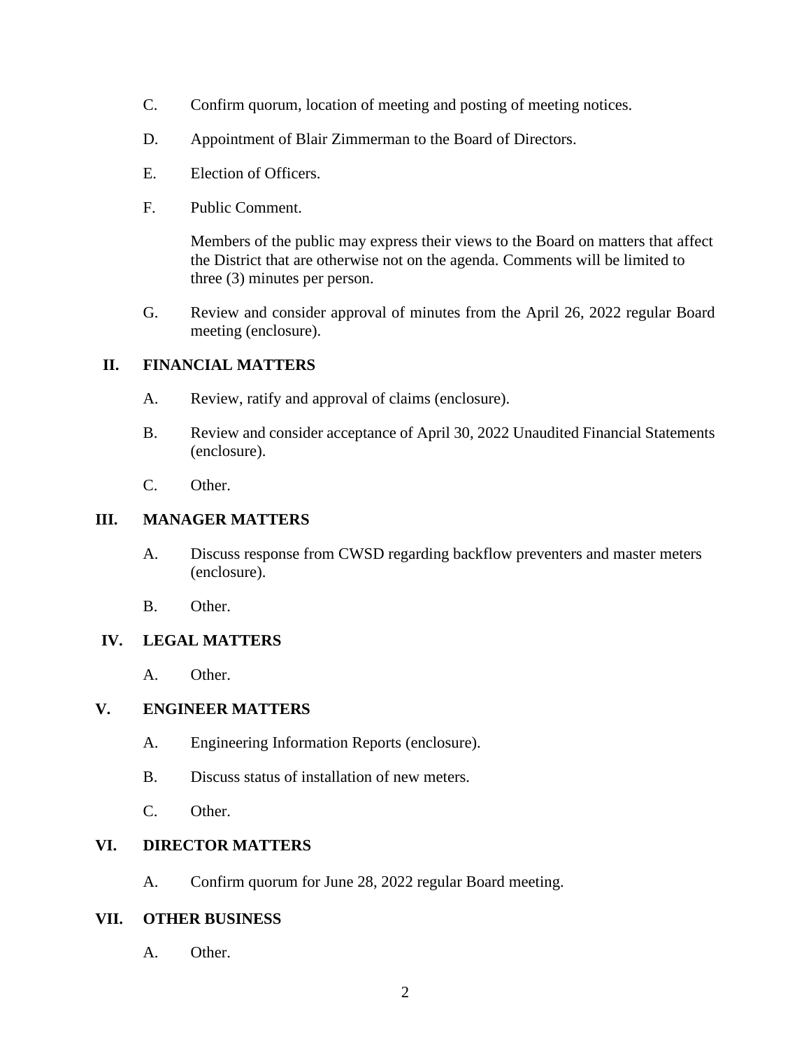C. Confirm quorum, location of meeting and posting of meeting notices.

D. Appointment of Blair Zimmerman to the Board of Directors.

E. Election of Officers.

F. Public Comment.

Members of the public may express their views to the Board on matters that affect the District that are otherwise not on the agenda. Comments will be limited to three (3) minutes per person.

G. Review and consider approval of minutes from the April 26, 2022 regular Board meeting (enclosure).

## II. FINANCIAL MATTERS

A. Review, ratify and approval of claims (enclosure).

B. Review and consider acceptance of April 30, 2022 Unaudited Financial Statements (enclosure).

C. Other.

## III. MANAGER MATTERS

A. Discuss response from CWSD regarding backflow preventers and master meters (enclosure).

B. Other.

## IV. LEGAL MATTERS

A. Other.

## V. ENGINEER MATTERS

A. Engineering Information Reports (enclosure).

B. Discuss status of installation of new meters.

C. Other.

## VI. DIRECTOR MATTERS

A. Confirm quorum for June 28, 2022 regular Board meeting.

## VII. OTHER BUSINESS

A. Other.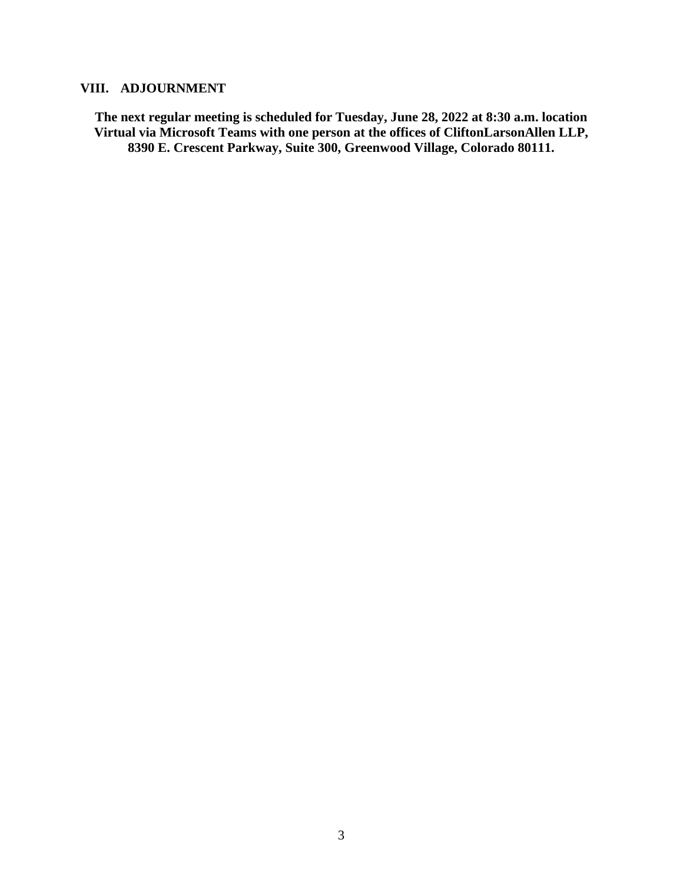## VIII. ADJOURNMENT

**The next regular meeting is scheduled for Tuesday, June 28, 2022 at 8:30 a.m. location Virtual via Microsoft Teams with one person at the offices of CliftonLarsonAllen LLP, 8390 E. Crescent Parkway, Suite 300, Greenwood Village, Colorado 80111.**